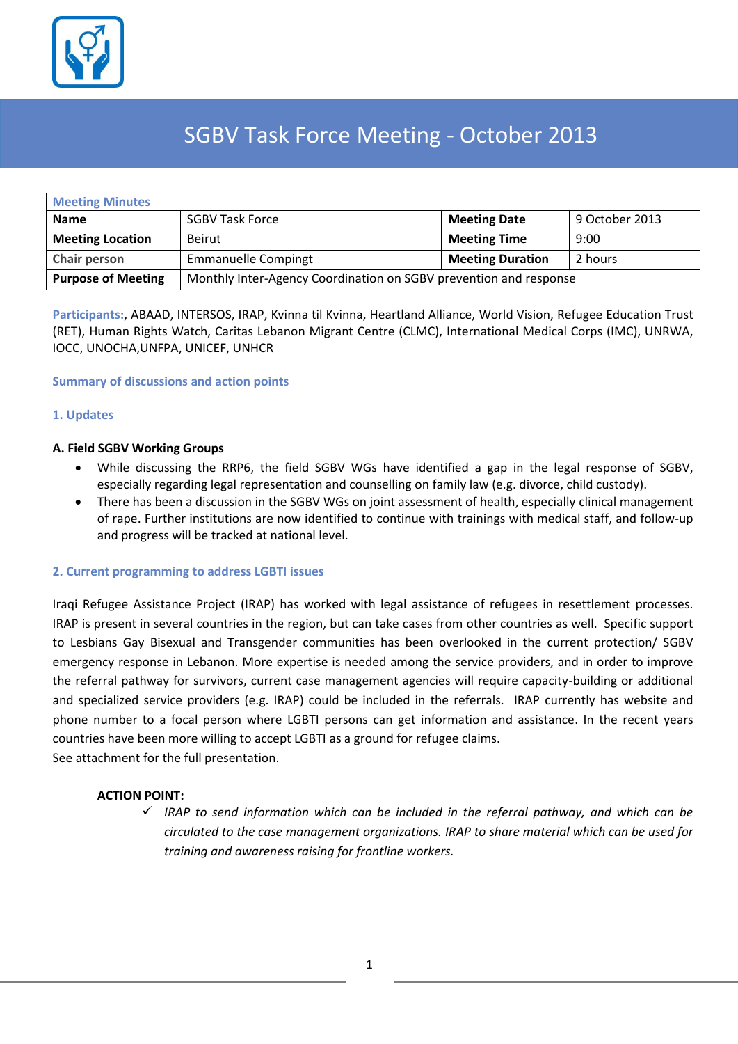# SGBV Task Force Meeting - October 2013

| Meeting Minutes | | | |
|---|---|---|---|
| **Name** | SGBV Task Force | **Meeting Date** | 9 October 2013 |
| **Meeting Location** | Beirut | **Meeting Time** | 9:00 |
| **Chair person** | Emmanuelle Compingt | **Meeting Duration** | 2 hours |
| **Purpose of Meeting** | Monthly Inter-Agency Coordination on SGBV prevention and response | | |

**Participants:**, ABAAD, INTERSOS, IRAP, Kvinna til Kvinna, Heartland Alliance, World Vision, Refugee Education Trust (RET), Human Rights Watch, Caritas Lebanon Migrant Centre (CLMC), International Medical Corps (IMC), UNRWA, IOCC, UNOCHA,UNFPA, UNICEF, UNHCR

## Summary of discussions and action points

### 1. Updates

**A. Field SGBV Working Groups**

- While discussing the RRP6, the field SGBV WGs have identified a gap in the legal response of SGBV, especially regarding legal representation and counselling on family law (e.g. divorce, child custody).
- There has been a discussion in the SGBV WGs on joint assessment of health, especially clinical management of rape. Further institutions are now identified to continue with trainings with medical staff, and follow-up and progress will be tracked at national level.

### 2. Current programming to address LGBTI issues

Iraqi Refugee Assistance Project (IRAP) has worked with legal assistance of refugees in resettlement processes. IRAP is present in several countries in the region, but can take cases from other countries as well. Specific support to Lesbians Gay Bisexual and Transgender communities has been overlooked in the current protection/ SGBV emergency response in Lebanon. More expertise is needed among the service providers, and in order to improve the referral pathway for survivors, current case management agencies will require capacity-building or additional and specialized service providers (e.g. IRAP) could be included in the referrals. IRAP currently has website and phone number to a focal person where LGBTI persons can get information and assistance. In the recent years countries have been more willing to accept LGBTI as a ground for refugee claims.
See attachment for the full presentation.

**ACTION POINT:**

- ✓ *IRAP to send information which can be included in the referral pathway, and which can be circulated to the case management organizations. IRAP to share material which can be used for training and awareness raising for frontline workers.*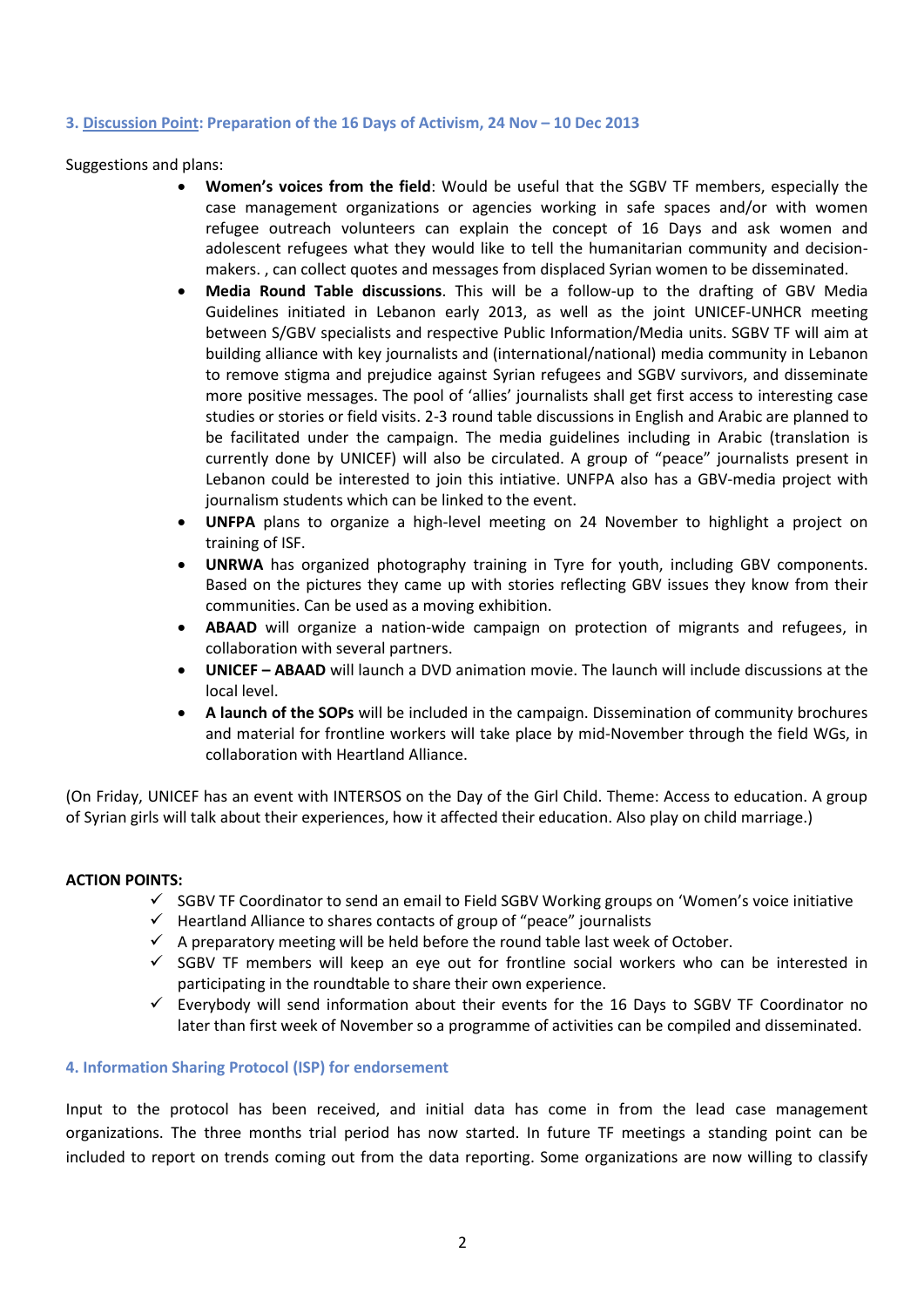### 3. Discussion Point: Preparation of the 16 Days of Activism, 24 Nov – 10 Dec 2013

Suggestions and plans:

- **Women's voices from the field**: Would be useful that the SGBV TF members, especially the case management organizations or agencies working in safe spaces and/or with women refugee outreach volunteers can explain the concept of 16 Days and ask women and adolescent refugees what they would like to tell the humanitarian community and decision-makers. , can collect quotes and messages from displaced Syrian women to be disseminated.
- **Media Round Table discussions**. This will be a follow-up to the drafting of GBV Media Guidelines initiated in Lebanon early 2013, as well as the joint UNICEF-UNHCR meeting between S/GBV specialists and respective Public Information/Media units. SGBV TF will aim at building alliance with key journalists and (international/national) media community in Lebanon to remove stigma and prejudice against Syrian refugees and SGBV survivors, and disseminate more positive messages. The pool of 'allies' journalists shall get first access to interesting case studies or stories or field visits. 2-3 round table discussions in English and Arabic are planned to be facilitated under the campaign. The media guidelines including in Arabic (translation is currently done by UNICEF) will also be circulated. A group of "peace" journalists present in Lebanon could be interested to join this intiative. UNFPA also has a GBV-media project with journalism students which can be linked to the event.
- **UNFPA** plans to organize a high-level meeting on 24 November to highlight a project on training of ISF.
- **UNRWA** has organized photography training in Tyre for youth, including GBV components. Based on the pictures they came up with stories reflecting GBV issues they know from their communities. Can be used as a moving exhibition.
- **ABAAD** will organize a nation-wide campaign on protection of migrants and refugees, in collaboration with several partners.
- **UNICEF – ABAAD** will launch a DVD animation movie. The launch will include discussions at the local level.
- **A launch of the SOPs** will be included in the campaign. Dissemination of community brochures and material for frontline workers will take place by mid-November through the field WGs, in collaboration with Heartland Alliance.

(On Friday, UNICEF has an event with INTERSOS on the Day of the Girl Child. Theme: Access to education. A group of Syrian girls will talk about their experiences, how it affected their education. Also play on child marriage.)

**ACTION POINTS:**

- ✓ SGBV TF Coordinator to send an email to Field SGBV Working groups on 'Women's voice initiative
- ✓ Heartland Alliance to shares contacts of group of "peace" journalists
- ✓ A preparatory meeting will be held before the round table last week of October.
- ✓ SGBV TF members will keep an eye out for frontline social workers who can be interested in participating in the roundtable to share their own experience.
- ✓ Everybody will send information about their events for the 16 Days to SGBV TF Coordinator no later than first week of November so a programme of activities can be compiled and disseminated.

### 4. Information Sharing Protocol (ISP) for endorsement

Input to the protocol has been received, and initial data has come in from the lead case management organizations. The three months trial period has now started. In future TF meetings a standing point can be included to report on trends coming out from the data reporting. Some organizations are now willing to classify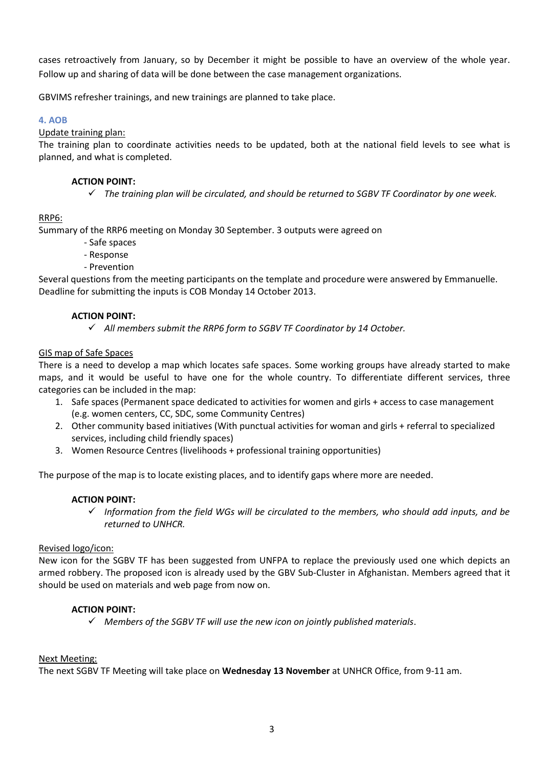cases retroactively from January, so by December it might be possible to have an overview of the whole year. Follow up and sharing of data will be done between the case management organizations.

GBVIMS refresher trainings, and new trainings are planned to take place.

### 4. AOB

Update training plan:

The training plan to coordinate activities needs to be updated, both at the national field levels to see what is planned, and what is completed.

**ACTION POINT:**

- ✓ *The training plan will be circulated, and should be returned to SGBV TF Coordinator by one week.*

RRP6:

Summary of the RRP6 meeting on Monday 30 September. 3 outputs were agreed on

- Safe spaces
- Response
- Prevention

Several questions from the meeting participants on the template and procedure were answered by Emmanuelle. Deadline for submitting the inputs is COB Monday 14 October 2013.

**ACTION POINT:**

- ✓ *All members submit the RRP6 form to SGBV TF Coordinator by 14 October.*

GIS map of Safe Spaces

There is a need to develop a map which locates safe spaces. Some working groups have already started to make maps, and it would be useful to have one for the whole country. To differentiate different services, three categories can be included in the map:

1. Safe spaces (Permanent space dedicated to activities for women and girls + access to case management (e.g. women centers, CC, SDC, some Community Centres)
2. Other community based initiatives (With punctual activities for woman and girls + referral to specialized services, including child friendly spaces)
3. Women Resource Centres (livelihoods + professional training opportunities)

The purpose of the map is to locate existing places, and to identify gaps where more are needed.

**ACTION POINT:**

- ✓ *Information from the field WGs will be circulated to the members, who should add inputs, and be returned to UNHCR.*

Revised logo/icon:

New icon for the SGBV TF has been suggested from UNFPA to replace the previously used one which depicts an armed robbery. The proposed icon is already used by the GBV Sub-Cluster in Afghanistan. Members agreed that it should be used on materials and web page from now on.

**ACTION POINT:**

- ✓ *Members of the SGBV TF will use the new icon on jointly published materials*.

Next Meeting:

The next SGBV TF Meeting will take place on **Wednesday 13 November** at UNHCR Office, from 9-11 am.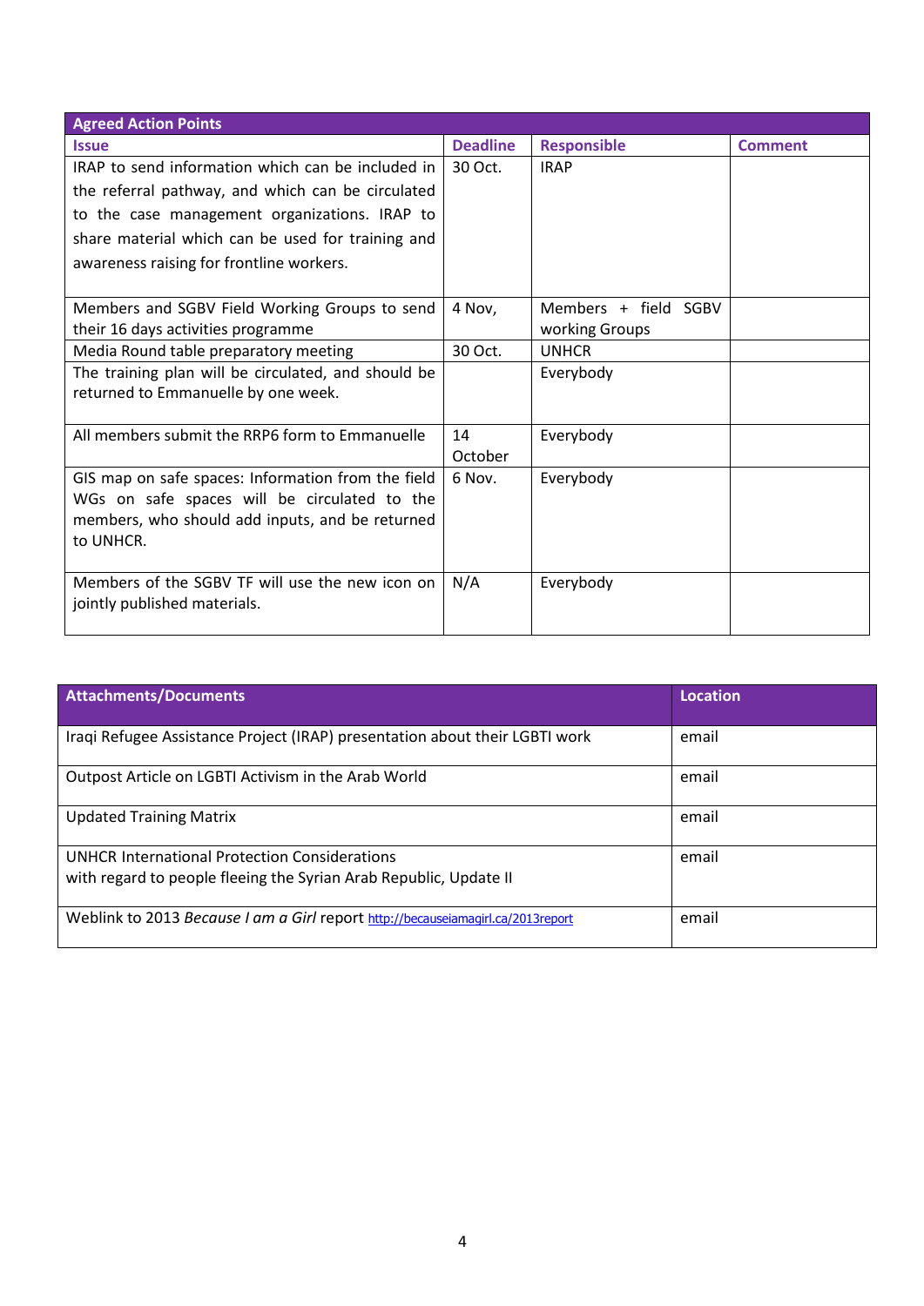| Agreed Action Points | | | |
|---|---|---|---|
| **Issue** | **Deadline** | **Responsible** | **Comment** |
| IRAP to send information which can be included in the referral pathway, and which can be circulated to the case management organizations. IRAP to share material which can be used for training and awareness raising for frontline workers. | 30 Oct. | IRAP | |
| Members and SGBV Field Working Groups to send their 16 days activities programme | 4 Nov, | Members + field SGBV working Groups | |
| Media Round table preparatory meeting | 30 Oct. | UNHCR | |
| The training plan will be circulated, and should be returned to Emmanuelle by one week. | | Everybody | |
| All members submit the RRP6 form to Emmanuelle | 14 October | Everybody | |
| GIS map on safe spaces: Information from the field WGs on safe spaces will be circulated to the members, who should add inputs, and be returned to UNHCR. | 6 Nov. | Everybody | |
| Members of the SGBV TF will use the new icon on jointly published materials. | N/A | Everybody | |

| Attachments/Documents | Location |
|---|---|
| Iraqi Refugee Assistance Project (IRAP) presentation about their LGBTI work | email |
| Outpost Article on LGBTI Activism in the Arab World | email |
| Updated Training Matrix | email |
| UNHCR International Protection Considerations with regard to people fleeing the Syrian Arab Republic, Update II | email |
| Weblink to 2013 *Because I am a Girl* report http://becauseiamagirl.ca/2013report | email |